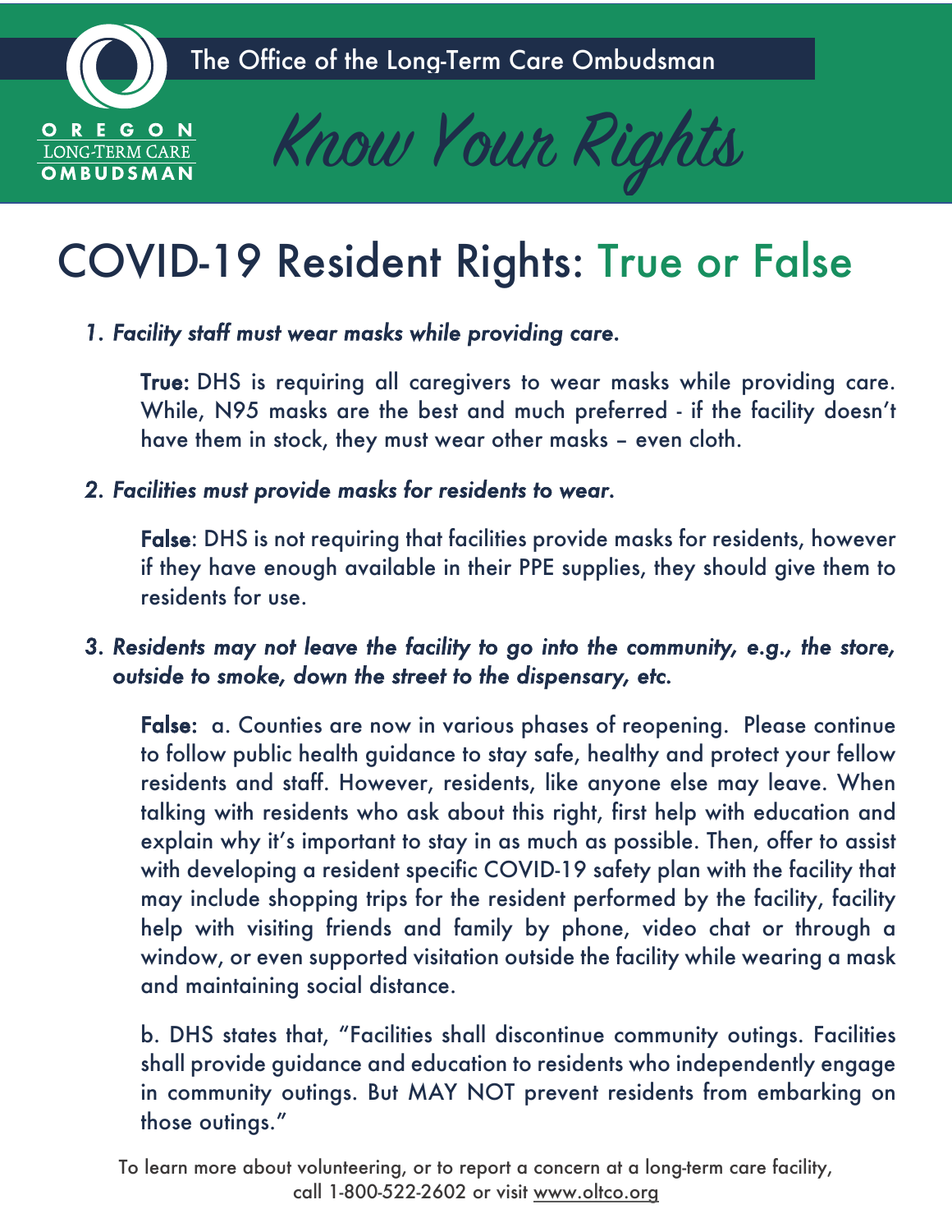The Office of the Long-Term Care Ombudsman

OREGON LONG-TERM CARE OMBUDSMAN

# Know Your Rights

## COVID-19 Resident Rights: True or False

1. *Facility staff must wear masks while providing care.*

   **True:** DHS is requiring all caregivers to wear masks while providing care. While, N95 masks are the best and much preferred - if the facility doesn't have them in stock, they must wear other masks – even cloth.

2. *Facilities must provide masks for residents to wear.*

   **False**: DHS is not requiring that facilities provide masks for residents, however if they have enough available in their PPE supplies, they should give them to residents for use.

3. *Residents may not leave the facility to go into the community, e.g., the store, outside to smoke, down the street to the dispensary, etc.*

   **False:** a. Counties are now in various phases of reopening. Please continue to follow public health guidance to stay safe, healthy and protect your fellow residents and staff. However, residents, like anyone else may leave. When talking with residents who ask about this right, first help with education and explain why it's important to stay in as much as possible. Then, offer to assist with developing a resident specific COVID-19 safety plan with the facility that may include shopping trips for the resident performed by the facility, facility help with visiting friends and family by phone, video chat or through a window, or even supported visitation outside the facility while wearing a mask and maintaining social distance.

   b. DHS states that, "Facilities shall discontinue community outings. Facilities shall provide guidance and education to residents who independently engage in community outings. But MAY NOT prevent residents from embarking on those outings."

To learn more about volunteering, or to report a concern at a long-term care facility, call 1-800-522-2602 or visit www.oltco.org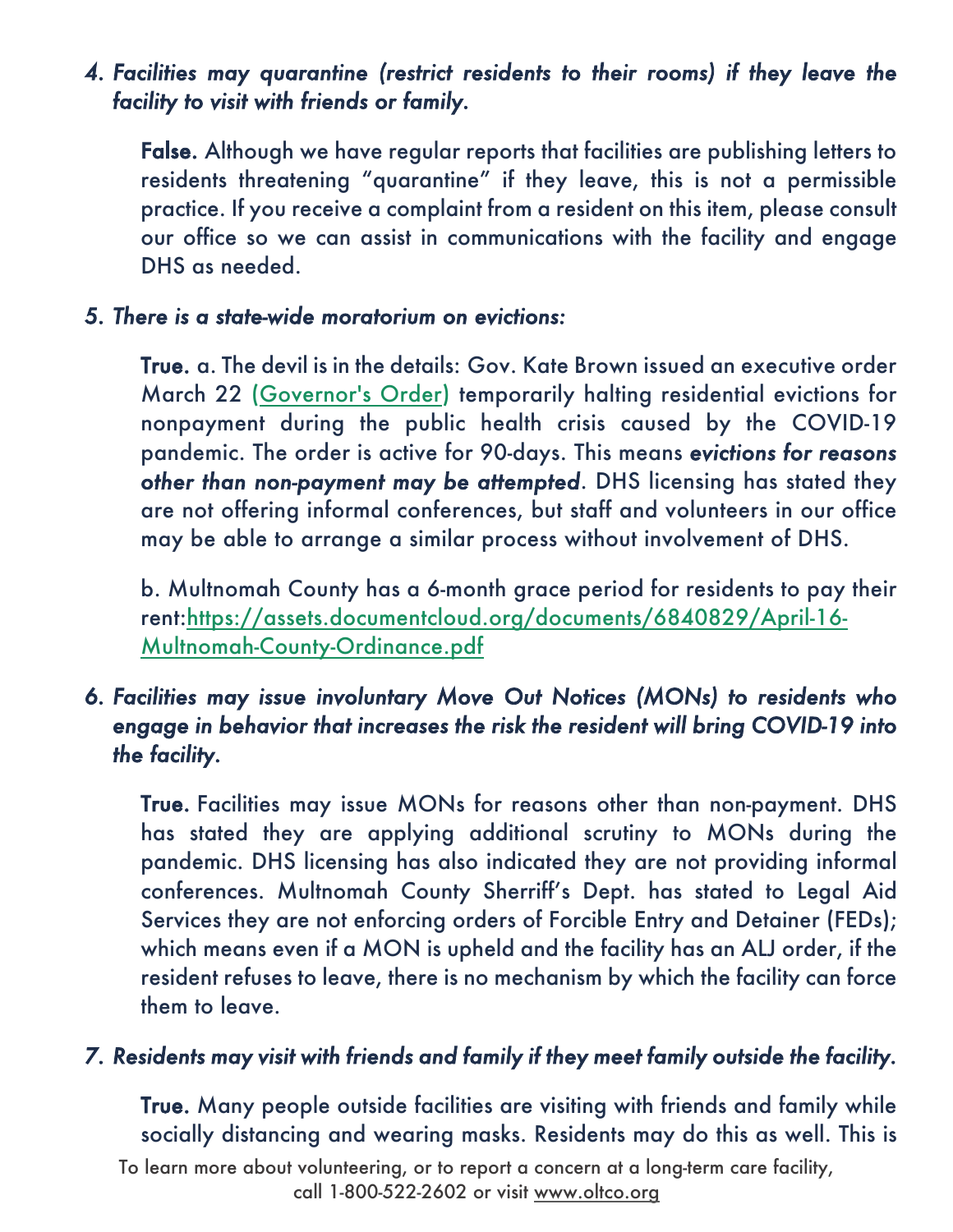4. *Facilities may quarantine (restrict residents to their rooms) if they leave the facility to visit with friends or family.*

   **False.** Although we have regular reports that facilities are publishing letters to residents threatening "quarantine" if they leave, this is not a permissible practice. If you receive a complaint from a resident on this item, please consult our office so we can assist in communications with the facility and engage DHS as needed.

5. *There is a state-wide moratorium on evictions:*

   **True.** a. The devil is in the details: Gov. Kate Brown issued an executive order March 22 (Governor's Order) temporarily halting residential evictions for nonpayment during the public health crisis caused by the COVID-19 pandemic. The order is active for 90-days. This means ***evictions for reasons other than non-payment may be attempted***. DHS licensing has stated they are not offering informal conferences, but staff and volunteers in our office may be able to arrange a similar process without involvement of DHS.

   b. Multnomah County has a 6-month grace period for residents to pay their rent:https://assets.documentcloud.org/documents/6840829/April-16-Multnomah-County-Ordinance.pdf

6. *Facilities may issue involuntary Move Out Notices (MONs) to residents who engage in behavior that increases the risk the resident will bring COVID-19 into the facility.*

   **True.** Facilities may issue MONs for reasons other than non-payment. DHS has stated they are applying additional scrutiny to MONs during the pandemic. DHS licensing has also indicated they are not providing informal conferences. Multnomah County Sherriff's Dept. has stated to Legal Aid Services they are not enforcing orders of Forcible Entry and Detainer (FEDs); which means even if a MON is upheld and the facility has an ALJ order, if the resident refuses to leave, there is no mechanism by which the facility can force them to leave.

7. *Residents may visit with friends and family if they meet family outside the facility.*

   **True.** Many people outside facilities are visiting with friends and family while socially distancing and wearing masks. Residents may do this as well. This is

To learn more about volunteering, or to report a concern at a long-term care facility, call 1-800-522-2602 or visit www.oltco.org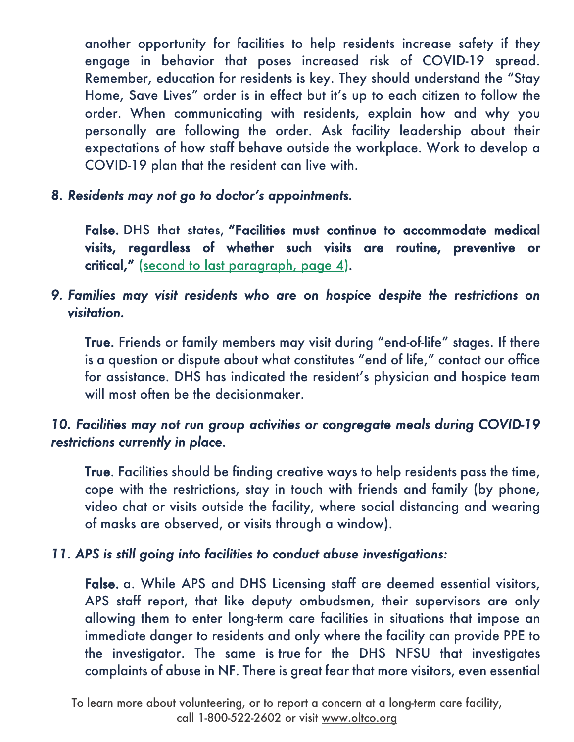another opportunity for facilities to help residents increase safety if they engage in behavior that poses increased risk of COVID-19 spread. Remember, education for residents is key. They should understand the "Stay Home, Save Lives" order is in effect but it's up to each citizen to follow the order. When communicating with residents, explain how and why you personally are following the order. Ask facility leadership about their expectations of how staff behave outside the workplace. Work to develop a COVID-19 plan that the resident can live with.

*8. Residents may not go to doctor's appointments.*

**False.** DHS that states, **"Facilities must continue to accommodate medical visits, regardless of whether such visits are routine, preventive or critical,"** (second to last paragraph, page 4).

*9. Families may visit residents who are on hospice despite the restrictions on visitation.*

**True.** Friends or family members may visit during "end-of-life" stages. If there is a question or dispute about what constitutes "end of life," contact our office for assistance. DHS has indicated the resident's physician and hospice team will most often be the decisionmaker.

*10. Facilities may not run group activities or congregate meals during COVID-19 restrictions currently in place.*

**True**. Facilities should be finding creative ways to help residents pass the time, cope with the restrictions, stay in touch with friends and family (by phone, video chat or visits outside the facility, where social distancing and wearing of masks are observed, or visits through a window).

*11. APS is still going into facilities to conduct abuse investigations:*

**False.** a. While APS and DHS Licensing staff are deemed essential visitors, APS staff report, that like deputy ombudsmen, their supervisors are only allowing them to enter long-term care facilities in situations that impose an immediate danger to residents and only where the facility can provide PPE to the investigator. The same is true for the DHS NFSU that investigates complaints of abuse in NF. There is great fear that more visitors, even essential

To learn more about volunteering, or to report a concern at a long-term care facility, call 1-800-522-2602 or visit www.oltco.org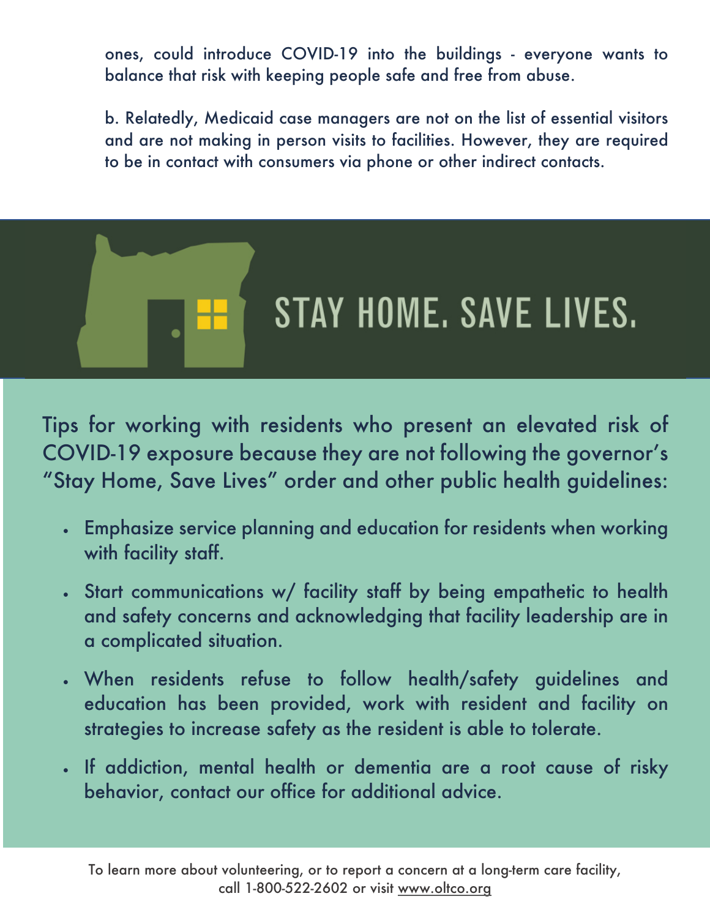ones, could introduce COVID-19 into the buildings - everyone wants to balance that risk with keeping people safe and free from abuse.

b. Relatedly, Medicaid case managers are not on the list of essential visitors and are not making in person visits to facilities. However, they are required to be in contact with consumers via phone or other indirect contacts.

# STAY HOME. SAVE LIVES.

Tips for working with residents who present an elevated risk of COVID-19 exposure because they are not following the governor's "Stay Home, Save Lives" order and other public health guidelines:

- Emphasize service planning and education for residents when working with facility staff.
- Start communications w/ facility staff by being empathetic to health and safety concerns and acknowledging that facility leadership are in a complicated situation.
- When residents refuse to follow health/safety guidelines and education has been provided, work with resident and facility on strategies to increase safety as the resident is able to tolerate.
- If addiction, mental health or dementia are a root cause of risky behavior, contact our office for additional advice.

To learn more about volunteering, or to report a concern at a long-term care facility, call 1-800-522-2602 or visit www.oltco.org